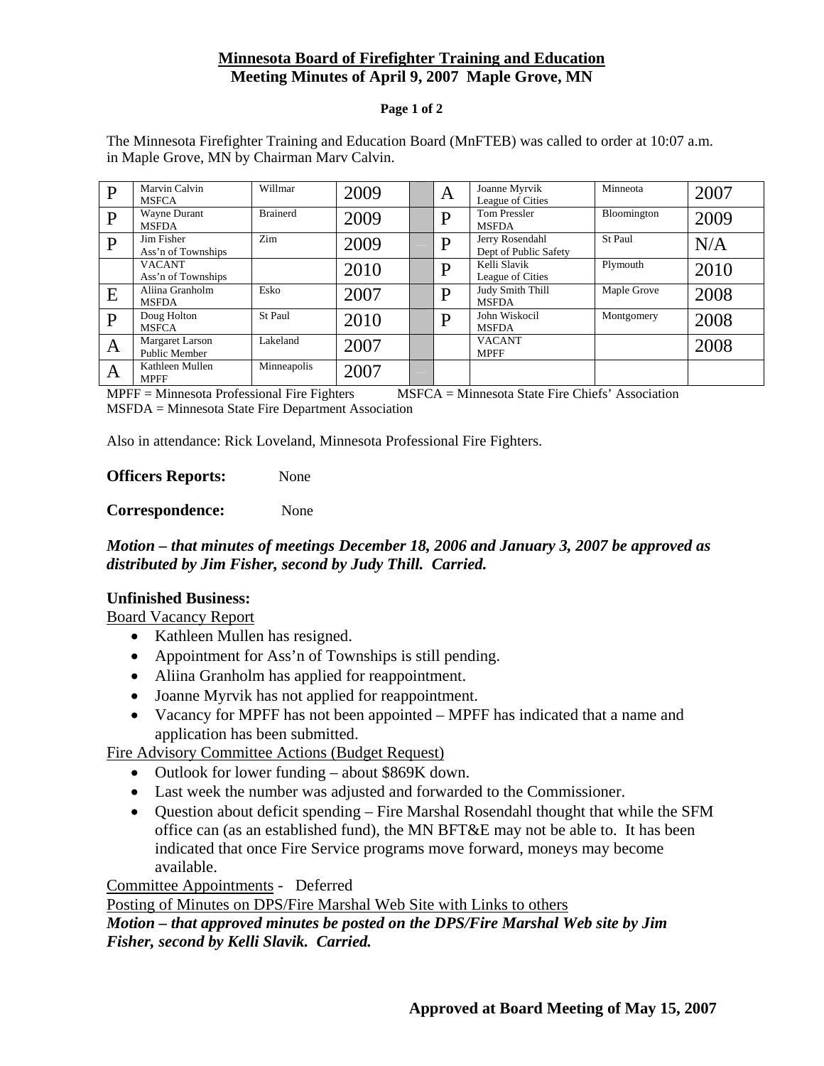# Minnesota Board of Firefighter Training and Education
## Meeting Minutes of April 9, 2007 Maple Grove, MN

The Minnesota Firefighter Training and Education Board (MnFTEB) was called to order at 10:07 a.m. in Maple Grove, MN by Chairman Marv Calvin.

| | | | | | | | | |
|---|---|---|---|---|---|---|---|---|
| P | Marvin Calvin<br>MSFCA | Willmar | 2009 | | A | Joanne Myrvik<br>League of Cities | Minneota | 2007 |
| P | Wayne Durant<br>MSFDA | Brainerd | 2009 | | P | Tom Pressler<br>MSFDA | Bloomington | 2009 |
| P | Jim Fisher<br>Ass'n of Townships | Zim | 2009 | | P | Jerry Rosendahl<br>Dept of Public Safety | St Paul | N/A |
| | VACANT<br>Ass'n of Townships | | 2010 | | P | Kelli Slavik<br>League of Cities | Plymouth | 2010 |
| E | Aliina Granholm<br>MSFDA | Esko | 2007 | | P | Judy Smith Thill<br>MSFDA | Maple Grove | 2008 |
| P | Doug Holton<br>MSFCA | St Paul | 2010 | | P | John Wiskocil<br>MSFDA | Montgomery | 2008 |
| A | Margaret Larson<br>Public Member | Lakeland | 2007 | | | VACANT<br>MPFF | | 2008 |
| A | Kathleen Mullen<br>MPFF | Minneapolis | 2007 | | | | | |

MPFF = Minnesota Professional Fire Fighters MSFCA = Minnesota State Fire Chiefs' Association
MSFDA = Minnesota State Fire Department Association

Also in attendance: Rick Loveland, Minnesota Professional Fire Fighters.

**Officers Reports:** None

**Correspondence:** None

***Motion – that minutes of meetings December 18, 2006 and January 3, 2007 be approved as distributed by Jim Fisher, second by Judy Thill. Carried.***

**Unfinished Business:**

Board Vacancy Report

- Kathleen Mullen has resigned.
- Appointment for Ass'n of Townships is still pending.
- Aliina Granholm has applied for reappointment.
- Joanne Myrvik has not applied for reappointment.
- Vacancy for MPFF has not been appointed – MPFF has indicated that a name and application has been submitted.

Fire Advisory Committee Actions (Budget Request)

- Outlook for lower funding – about $869K down.
- Last week the number was adjusted and forwarded to the Commissioner.
- Question about deficit spending – Fire Marshal Rosendahl thought that while the SFM office can (as an established fund), the MN BFT&E may not be able to. It has been indicated that once Fire Service programs move forward, moneys may become available.

Committee Appointments - Deferred

Posting of Minutes on DPS/Fire Marshal Web Site with Links to others

***Motion – that approved minutes be posted on the DPS/Fire Marshal Web site by Jim Fisher, second by Kelli Slavik. Carried.***

**Approved at Board Meeting of May 15, 2007**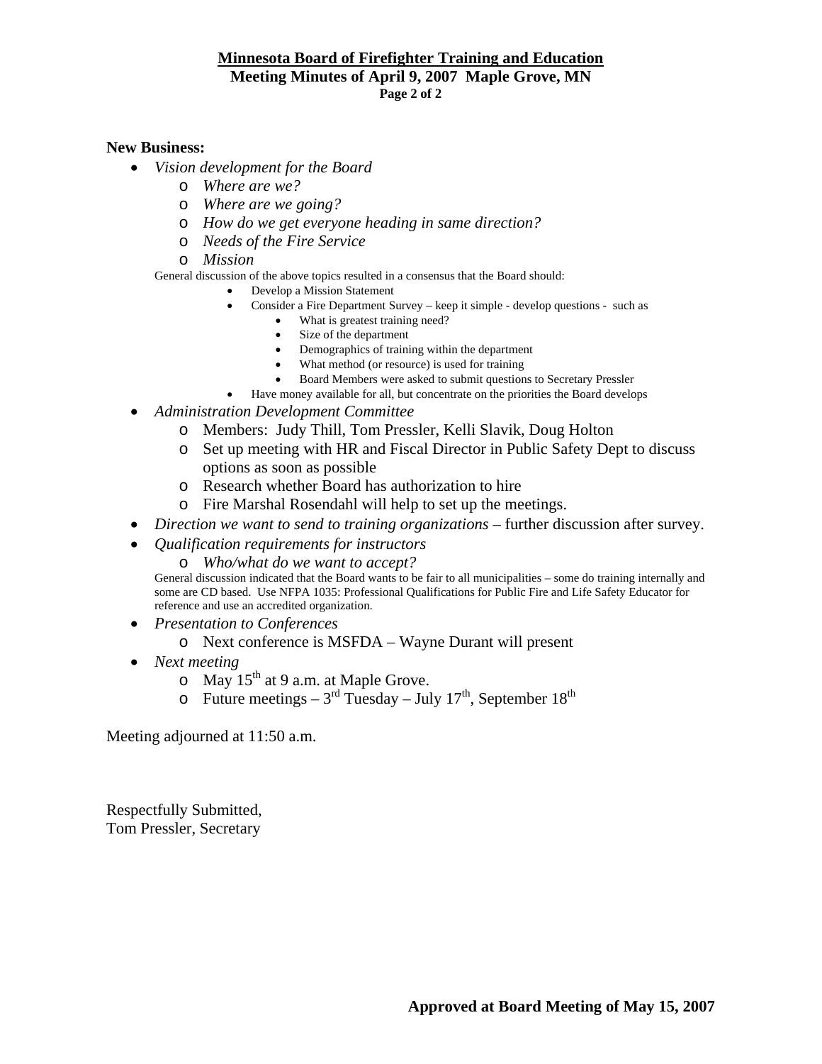**New Business:**

- *Vision development for the Board*
  - *Where are we?*
  - *Where are we going?*
  - *How do we get everyone heading in same direction?*
  - *Needs of the Fire Service*
  - *Mission*

General discussion of the above topics resulted in a consensus that the Board should:

- Develop a Mission Statement
- Consider a Fire Department Survey – keep it simple - develop questions - such as
  - What is greatest training need?
  - Size of the department
  - Demographics of training within the department
  - What method (or resource) is used for training
  - Board Members were asked to submit questions to Secretary Pressler
- Have money available for all, but concentrate on the priorities the Board develops

- *Administration Development Committee*
  - Members: Judy Thill, Tom Pressler, Kelli Slavik, Doug Holton
  - Set up meeting with HR and Fiscal Director in Public Safety Dept to discuss options as soon as possible
  - Research whether Board has authorization to hire
  - Fire Marshal Rosendahl will help to set up the meetings.
- *Direction we want to send to training organizations* – further discussion after survey.
- *Qualification requirements for instructors*
  - *Who/what do we want to accept?*

General discussion indicated that the Board wants to be fair to all municipalities – some do training internally and some are CD based. Use NFPA 1035: Professional Qualifications for Public Fire and Life Safety Educator for reference and use an accredited organization.

- *Presentation to Conferences*
  - Next conference is MSFDA – Wayne Durant will present
- *Next meeting*
  - May 15th at 9 a.m. at Maple Grove.
  - Future meetings – 3rd Tuesday – July 17th, September 18th

Meeting adjourned at 11:50 a.m.

Respectfully Submitted,
Tom Pressler, Secretary

**Approved at Board Meeting of May 15, 2007**